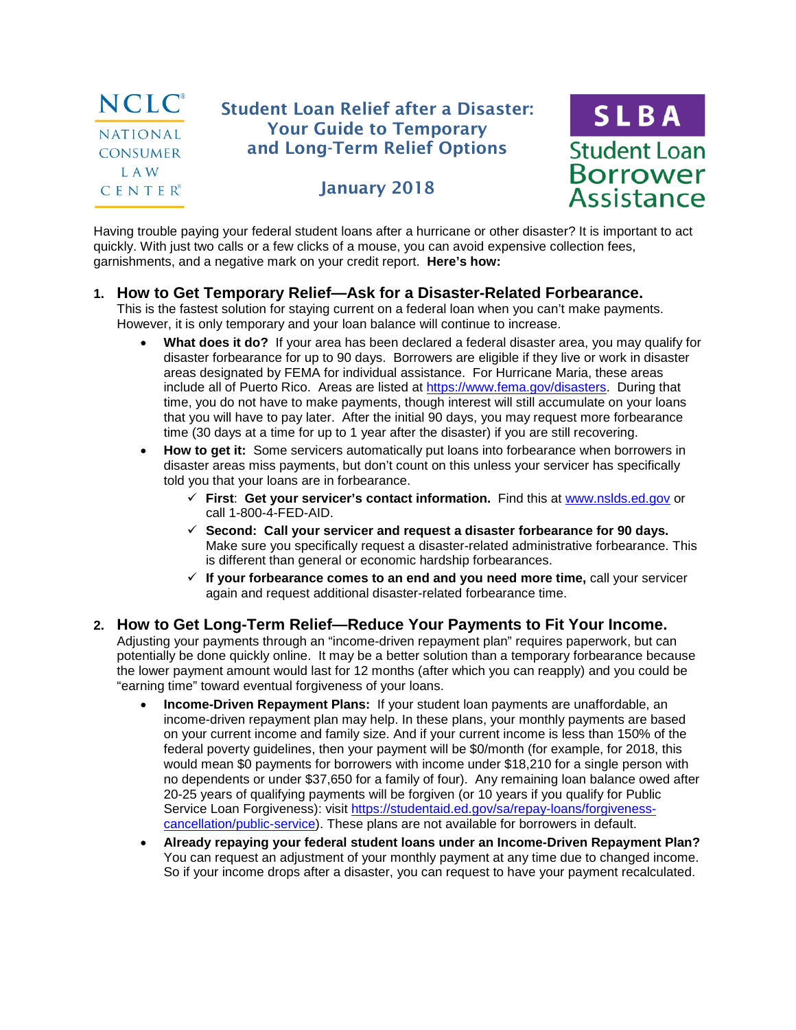NCLC® NATIONAL CONSUMER LAW CENTER®

# Student Loan Relief after a Disaster: Your Guide to Temporary and Long-Term Relief Options

## January 2018

SLBA Student Loan Borrower Assistance

Having trouble paying your federal student loans after a hurricane or other disaster? It is important to act quickly. With just two calls or a few clicks of a mouse, you can avoid expensive collection fees, garnishments, and a negative mark on your credit report. **Here's how:**

## 1. How to Get Temporary Relief—Ask for a Disaster-Related Forbearance.

This is the fastest solution for staying current on a federal loan when you can't make payments. However, it is only temporary and your loan balance will continue to increase.

- **What does it do?** If your area has been declared a federal disaster area, you may qualify for disaster forbearance for up to 90 days. Borrowers are eligible if they live or work in disaster areas designated by FEMA for individual assistance. For Hurricane Maria, these areas include all of Puerto Rico. Areas are listed at https://www.fema.gov/disasters. During that time, you do not have to make payments, though interest will still accumulate on your loans that you will have to pay later. After the initial 90 days, you may request more forbearance time (30 days at a time for up to 1 year after the disaster) if you are still recovering.
- **How to get it:** Some servicers automatically put loans into forbearance when borrowers in disaster areas miss payments, but don't count on this unless your servicer has specifically told you that your loans are in forbearance.
  - ✓ **First**: **Get your servicer's contact information.** Find this at www.nslds.ed.gov or call 1-800-4-FED-AID.
  - ✓ **Second: Call your servicer and request a disaster forbearance for 90 days.** Make sure you specifically request a disaster-related administrative forbearance. This is different than general or economic hardship forbearances.
  - ✓ **If your forbearance comes to an end and you need more time,** call your servicer again and request additional disaster-related forbearance time.

## 2. How to Get Long-Term Relief—Reduce Your Payments to Fit Your Income.

Adjusting your payments through an "income-driven repayment plan" requires paperwork, but can potentially be done quickly online. It may be a better solution than a temporary forbearance because the lower payment amount would last for 12 months (after which you can reapply) and you could be "earning time" toward eventual forgiveness of your loans.

- **Income-Driven Repayment Plans:** If your student loan payments are unaffordable, an income-driven repayment plan may help. In these plans, your monthly payments are based on your current income and family size. And if your current income is less than 150% of the federal poverty guidelines, then your payment will be $0/month (for example, for 2018, this would mean $0 payments for borrowers with income under $18,210 for a single person with no dependents or under $37,650 for a family of four). Any remaining loan balance owed after 20-25 years of qualifying payments will be forgiven (or 10 years if you qualify for Public Service Loan Forgiveness): visit https://studentaid.ed.gov/sa/repay-loans/forgiveness-cancellation/public-service). These plans are not available for borrowers in default.
- **Already repaying your federal student loans under an Income-Driven Repayment Plan?** You can request an adjustment of your monthly payment at any time due to changed income. So if your income drops after a disaster, you can request to have your payment recalculated.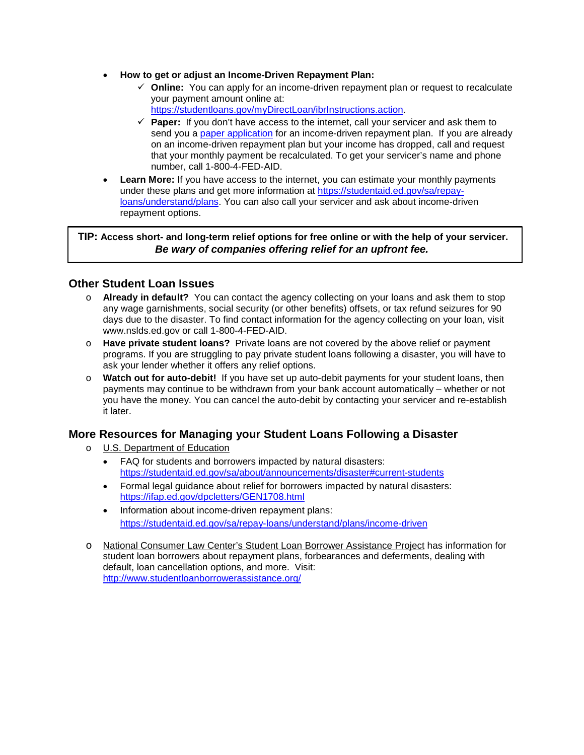- **How to get or adjust an Income-Driven Repayment Plan:**
  - ✓ **Online:** You can apply for an income-driven repayment plan or request to recalculate your payment amount online at: https://studentloans.gov/myDirectLoan/ibrInstructions.action.
  - ✓ **Paper:** If you don't have access to the internet, call your servicer and ask them to send you a paper application for an income-driven repayment plan. If you are already on an income-driven repayment plan but your income has dropped, call and request that your monthly payment be recalculated. To get your servicer's name and phone number, call 1-800-4-FED-AID.
- **Learn More:** If you have access to the internet, you can estimate your monthly payments under these plans and get more information at https://studentaid.ed.gov/sa/repay-loans/understand/plans. You can also call your servicer and ask about income-driven repayment options.

> **TIP: Access short- and long-term relief options for free online or with the help of your servicer.**
> ***Be wary of companies offering relief for an upfront fee.***

## Other Student Loan Issues

- **Already in default?** You can contact the agency collecting on your loans and ask them to stop any wage garnishments, social security (or other benefits) offsets, or tax refund seizures for 90 days due to the disaster. To find contact information for the agency collecting on your loan, visit www.nslds.ed.gov or call 1-800-4-FED-AID.
- **Have private student loans?** Private loans are not covered by the above relief or payment programs. If you are struggling to pay private student loans following a disaster, you will have to ask your lender whether it offers any relief options.
- **Watch out for auto-debit!** If you have set up auto-debit payments for your student loans, then payments may continue to be withdrawn from your bank account automatically – whether or not you have the money. You can cancel the auto-debit by contacting your servicer and re-establish it later.

## More Resources for Managing your Student Loans Following a Disaster

- U.S. Department of Education
  - FAQ for students and borrowers impacted by natural disasters: https://studentaid.ed.gov/sa/about/announcements/disaster#current-students
  - Formal legal guidance about relief for borrowers impacted by natural disasters: https://ifap.ed.gov/dpcletters/GEN1708.html
  - Information about income-driven repayment plans: https://studentaid.ed.gov/sa/repay-loans/understand/plans/income-driven
- National Consumer Law Center's Student Loan Borrower Assistance Project has information for student loan borrowers about repayment plans, forbearances and deferments, dealing with default, loan cancellation options, and more. Visit: http://www.studentloanborrowerassistance.org/